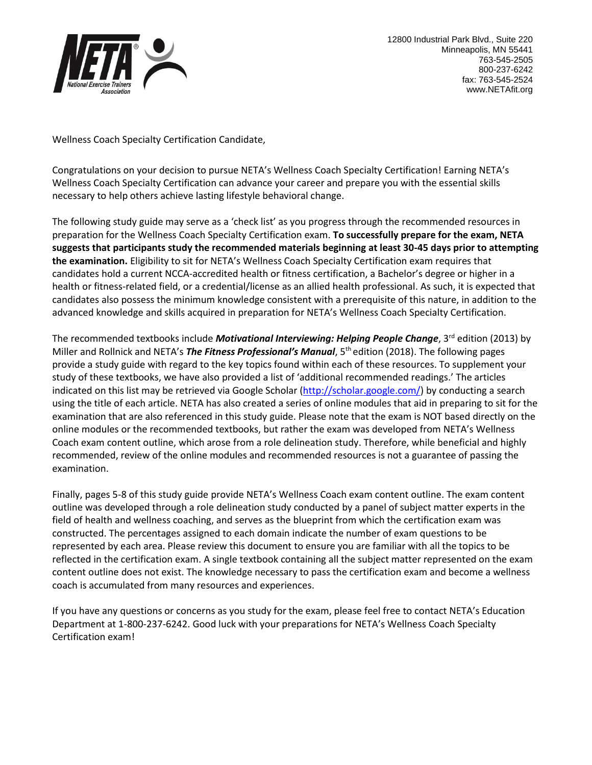12800 Industrial Park Blvd., Suite 220
Minneapolis, MN 55441
763-545-2505
800-237-6242
fax: 763-545-2524
www.NETAfit.org

Wellness Coach Specialty Certification Candidate,

Congratulations on your decision to pursue NETA's Wellness Coach Specialty Certification! Earning NETA's Wellness Coach Specialty Certification can advance your career and prepare you with the essential skills necessary to help others achieve lasting lifestyle behavioral change.

The following study guide may serve as a 'check list' as you progress through the recommended resources in preparation for the Wellness Coach Specialty Certification exam. **To successfully prepare for the exam, NETA suggests that participants study the recommended materials beginning at least 30-45 days prior to attempting the examination.** Eligibility to sit for NETA's Wellness Coach Specialty Certification exam requires that candidates hold a current NCCA-accredited health or fitness certification, a Bachelor's degree or higher in a health or fitness-related field, or a credential/license as an allied health professional. As such, it is expected that candidates also possess the minimum knowledge consistent with a prerequisite of this nature, in addition to the advanced knowledge and skills acquired in preparation for NETA's Wellness Coach Specialty Certification.

The recommended textbooks include ***Motivational Interviewing: Helping People Change***, 3rd edition (2013) by Miller and Rollnick and NETA's ***The Fitness Professional's Manual***, 5th edition (2018). The following pages provide a study guide with regard to the key topics found within each of these resources. To supplement your study of these textbooks, we have also provided a list of 'additional recommended readings.' The articles indicated on this list may be retrieved via Google Scholar (http://scholar.google.com/) by conducting a search using the title of each article. NETA has also created a series of online modules that aid in preparing to sit for the examination that are also referenced in this study guide. Please note that the exam is NOT based directly on the online modules or the recommended textbooks, but rather the exam was developed from NETA's Wellness Coach exam content outline, which arose from a role delineation study. Therefore, while beneficial and highly recommended, review of the online modules and recommended resources is not a guarantee of passing the examination.

Finally, pages 5-8 of this study guide provide NETA's Wellness Coach exam content outline. The exam content outline was developed through a role delineation study conducted by a panel of subject matter experts in the field of health and wellness coaching, and serves as the blueprint from which the certification exam was constructed. The percentages assigned to each domain indicate the number of exam questions to be represented by each area. Please review this document to ensure you are familiar with all the topics to be reflected in the certification exam. A single textbook containing all the subject matter represented on the exam content outline does not exist. The knowledge necessary to pass the certification exam and become a wellness coach is accumulated from many resources and experiences.

If you have any questions or concerns as you study for the exam, please feel free to contact NETA's Education Department at 1-800-237-6242. Good luck with your preparations for NETA's Wellness Coach Specialty Certification exam!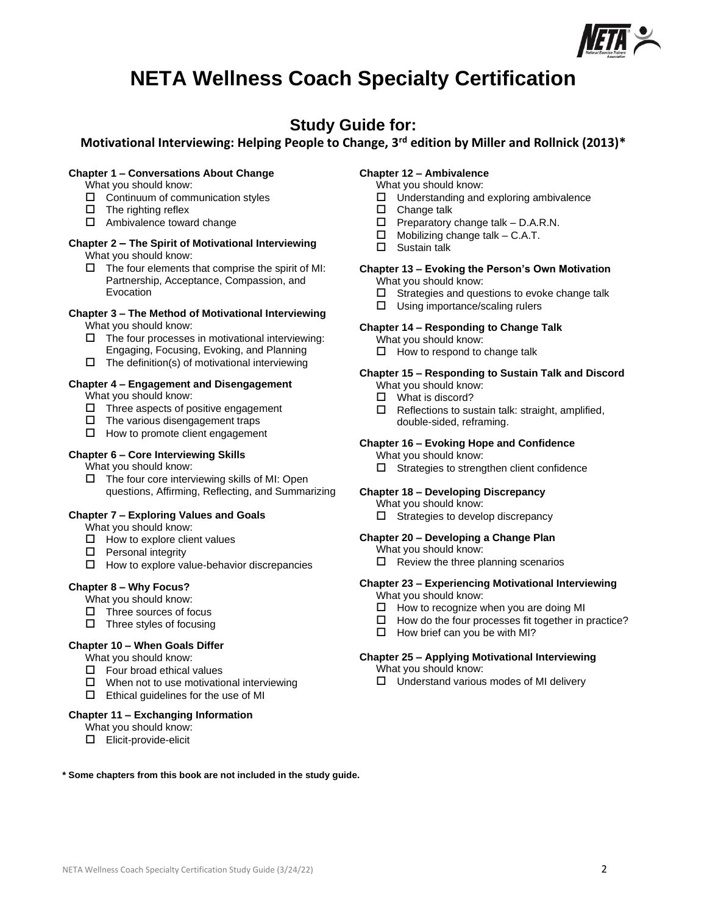# NETA Wellness Coach Specialty Certification

## Study Guide for:

### Motivational Interviewing: Helping People to Change, 3rd edition by Miller and Rollnick (2013)*

**Chapter 1 – Conversations About Change**

What you should know:

- ☐ Continuum of communication styles
- ☐ The righting reflex
- ☐ Ambivalence toward change

**Chapter 2 – The Spirit of Motivational Interviewing**

What you should know:

- ☐ The four elements that comprise the spirit of MI: Partnership, Acceptance, Compassion, and Evocation

**Chapter 3 – The Method of Motivational Interviewing**

What you should know:

- ☐ The four processes in motivational interviewing: Engaging, Focusing, Evoking, and Planning
- ☐ The definition(s) of motivational interviewing

**Chapter 4 – Engagement and Disengagement**

What you should know:

- ☐ Three aspects of positive engagement
- ☐ The various disengagement traps
- ☐ How to promote client engagement

**Chapter 6 – Core Interviewing Skills**

What you should know:

- ☐ The four core interviewing skills of MI: Open questions, Affirming, Reflecting, and Summarizing

**Chapter 7 – Exploring Values and Goals**

What you should know:

- ☐ How to explore client values
- ☐ Personal integrity
- ☐ How to explore value-behavior discrepancies

**Chapter 8 – Why Focus?**

What you should know:

- ☐ Three sources of focus
- ☐ Three styles of focusing

**Chapter 10 – When Goals Differ**

What you should know:

- ☐ Four broad ethical values
- ☐ When not to use motivational interviewing
- ☐ Ethical guidelines for the use of MI

**Chapter 11 – Exchanging Information**

What you should know:

- ☐ Elicit-provide-elicit

**Chapter 12 – Ambivalence**

What you should know:

- ☐ Understanding and exploring ambivalence
- ☐ Change talk
- ☐ Preparatory change talk – D.A.R.N.
- ☐ Mobilizing change talk – C.A.T.
- ☐ Sustain talk

**Chapter 13 – Evoking the Person's Own Motivation**

What you should know:

- ☐ Strategies and questions to evoke change talk
- ☐ Using importance/scaling rulers

**Chapter 14 – Responding to Change Talk**

What you should know:

- ☐ How to respond to change talk

**Chapter 15 – Responding to Sustain Talk and Discord**

What you should know:

- ☐ What is discord?
- ☐ Reflections to sustain talk: straight, amplified, double-sided, reframing.

**Chapter 16 – Evoking Hope and Confidence**

What you should know:

- ☐ Strategies to strengthen client confidence

**Chapter 18 – Developing Discrepancy**

What you should know:

- ☐ Strategies to develop discrepancy

**Chapter 20 – Developing a Change Plan**

What you should know:

- ☐ Review the three planning scenarios

**Chapter 23 – Experiencing Motivational Interviewing**

What you should know:

- ☐ How to recognize when you are doing MI
- ☐ How do the four processes fit together in practice?
- ☐ How brief can you be with MI?

**Chapter 25 – Applying Motivational Interviewing**

What you should know:

- ☐ Understand various modes of MI delivery

**\* Some chapters from this book are not included in the study guide.**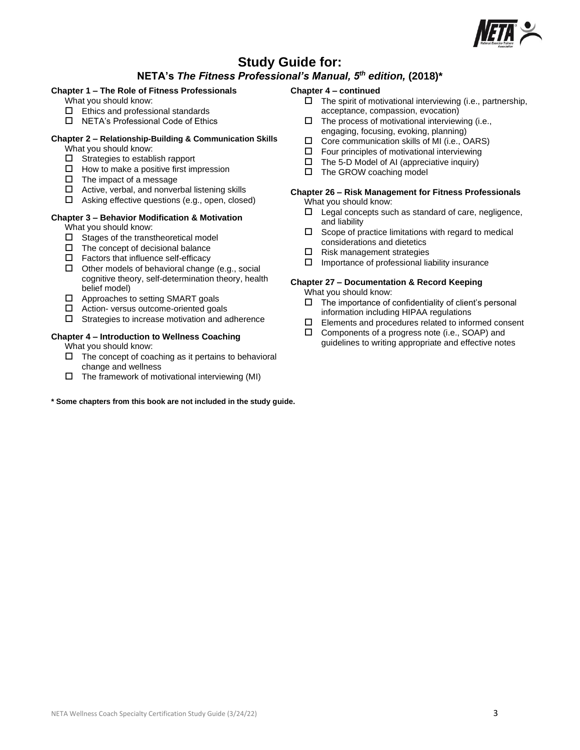# Study Guide for:

## NETA's *The Fitness Professional's Manual, 5th edition,* (2018)*

**Chapter 1 – The Role of Fitness Professionals**

What you should know:

- ☐ Ethics and professional standards
- ☐ NETA's Professional Code of Ethics

**Chapter 2 – Relationship-Building & Communication Skills**

What you should know:

- ☐ Strategies to establish rapport
- ☐ How to make a positive first impression
- ☐ The impact of a message
- ☐ Active, verbal, and nonverbal listening skills
- ☐ Asking effective questions (e.g., open, closed)

**Chapter 3 – Behavior Modification & Motivation**

What you should know:

- ☐ Stages of the transtheoretical model
- ☐ The concept of decisional balance
- ☐ Factors that influence self-efficacy
- ☐ Other models of behavioral change (e.g., social cognitive theory, self-determination theory, health belief model)
- ☐ Approaches to setting SMART goals
- ☐ Action- versus outcome-oriented goals
- ☐ Strategies to increase motivation and adherence

**Chapter 4 – Introduction to Wellness Coaching**

What you should know:

- ☐ The concept of coaching as it pertains to behavioral change and wellness
- ☐ The framework of motivational interviewing (MI)

**Chapter 4 – continued**

- ☐ The spirit of motivational interviewing (i.e., partnership, acceptance, compassion, evocation)
- ☐ The process of motivational interviewing (i.e., engaging, focusing, evoking, planning)
- ☐ Core communication skills of MI (i.e., OARS)
- ☐ Four principles of motivational interviewing
- ☐ The 5-D Model of AI (appreciative inquiry)
- ☐ The GROW coaching model

**Chapter 26 – Risk Management for Fitness Professionals**

What you should know:

- ☐ Legal concepts such as standard of care, negligence, and liability
- ☐ Scope of practice limitations with regard to medical considerations and dietetics
- ☐ Risk management strategies
- ☐ Importance of professional liability insurance

**Chapter 27 – Documentation & Record Keeping**

What you should know:

- ☐ The importance of confidentiality of client's personal information including HIPAA regulations
- ☐ Elements and procedures related to informed consent
- ☐ Components of a progress note (i.e., SOAP) and guidelines to writing appropriate and effective notes

**\* Some chapters from this book are not included in the study guide.**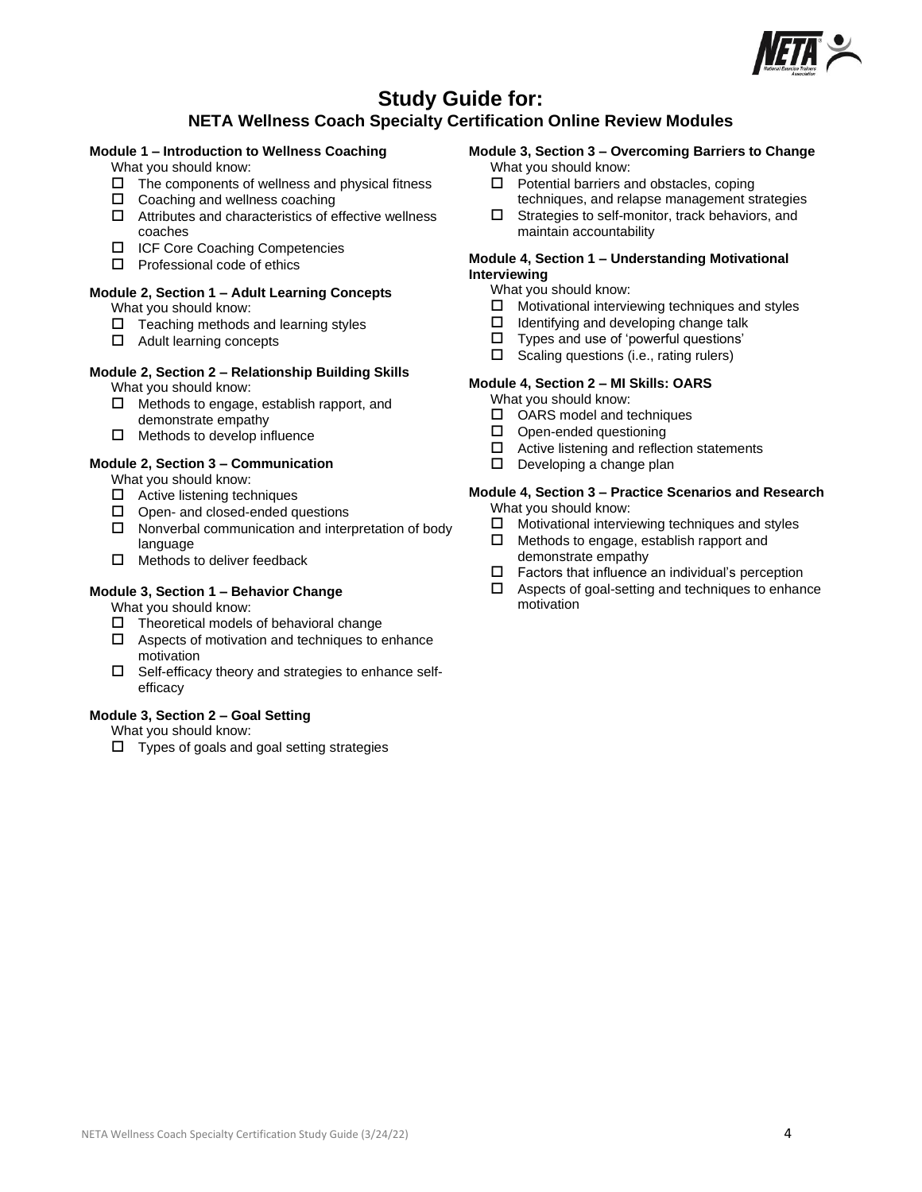# Study Guide for:

## NETA Wellness Coach Specialty Certification Online Review Modules

**Module 1 – Introduction to Wellness Coaching**

What you should know:

- ☐ The components of wellness and physical fitness
- ☐ Coaching and wellness coaching
- ☐ Attributes and characteristics of effective wellness coaches
- ☐ ICF Core Coaching Competencies
- ☐ Professional code of ethics

**Module 2, Section 1 – Adult Learning Concepts**

What you should know:

- ☐ Teaching methods and learning styles
- ☐ Adult learning concepts

**Module 2, Section 2 – Relationship Building Skills**

What you should know:

- ☐ Methods to engage, establish rapport, and demonstrate empathy
- ☐ Methods to develop influence

**Module 2, Section 3 – Communication**

What you should know:

- ☐ Active listening techniques
- ☐ Open- and closed-ended questions
- ☐ Nonverbal communication and interpretation of body language
- ☐ Methods to deliver feedback

**Module 3, Section 1 – Behavior Change**

What you should know:

- ☐ Theoretical models of behavioral change
- ☐ Aspects of motivation and techniques to enhance motivation
- ☐ Self-efficacy theory and strategies to enhance self-efficacy

**Module 3, Section 2 – Goal Setting**

What you should know:

- ☐ Types of goals and goal setting strategies

**Module 3, Section 3 – Overcoming Barriers to Change**

What you should know:

- ☐ Potential barriers and obstacles, coping techniques, and relapse management strategies
- ☐ Strategies to self-monitor, track behaviors, and maintain accountability

**Module 4, Section 1 – Understanding Motivational Interviewing**

What you should know:

- ☐ Motivational interviewing techniques and styles
- ☐ Identifying and developing change talk
- ☐ Types and use of 'powerful questions'
- ☐ Scaling questions (i.e., rating rulers)

**Module 4, Section 2 – MI Skills: OARS**

What you should know:

- ☐ OARS model and techniques
- ☐ Open-ended questioning
- ☐ Active listening and reflection statements
- ☐ Developing a change plan

**Module 4, Section 3 – Practice Scenarios and Research**

What you should know:

- ☐ Motivational interviewing techniques and styles
- ☐ Methods to engage, establish rapport and demonstrate empathy
- ☐ Factors that influence an individual's perception
- ☐ Aspects of goal-setting and techniques to enhance motivation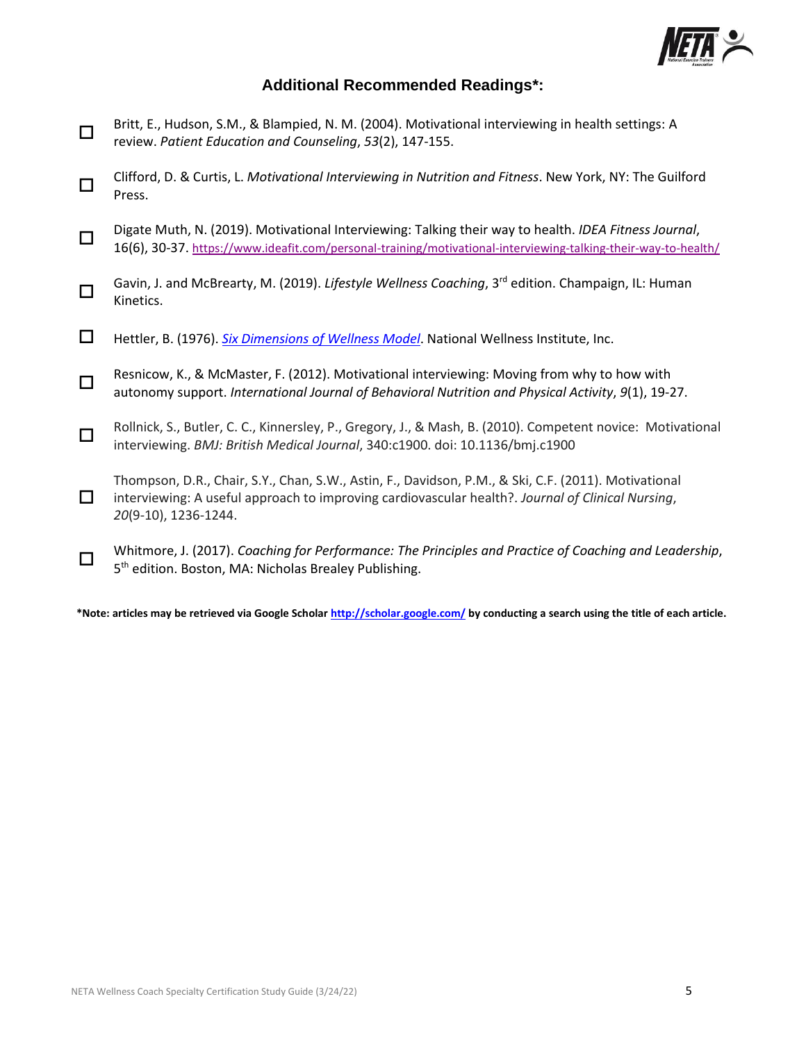## Additional Recommended Readings*:

- ☐ Britt, E., Hudson, S.M., & Blampied, N. M. (2004). Motivational interviewing in health settings: A review. *Patient Education and Counseling*, *53*(2), 147-155.

- ☐ Clifford, D. & Curtis, L. *Motivational Interviewing in Nutrition and Fitness*. New York, NY: The Guilford Press.

- ☐ Digate Muth, N. (2019). Motivational Interviewing: Talking their way to health. *IDEA Fitness Journal*, 16(6), 30-37. https://www.ideafit.com/personal-training/motivational-interviewing-talking-their-way-to-health/

- ☐ Gavin, J. and McBrearty, M. (2019). *Lifestyle Wellness Coaching*, 3rd edition. Champaign, IL: Human Kinetics.

- ☐ Hettler, B. (1976). *Six Dimensions of Wellness Model*. National Wellness Institute, Inc.

- ☐ Resnicow, K., & McMaster, F. (2012). Motivational interviewing: Moving from why to how with autonomy support. *International Journal of Behavioral Nutrition and Physical Activity*, *9*(1), 19-27.

- ☐ Rollnick, S., Butler, C. C., Kinnersley, P., Gregory, J., & Mash, B. (2010). Competent novice: Motivational interviewing. *BMJ: British Medical Journal*, 340:c1900. doi: 10.1136/bmj.c1900

- ☐ Thompson, D.R., Chair, S.Y., Chan, S.W., Astin, F., Davidson, P.M., & Ski, C.F. (2011). Motivational interviewing: A useful approach to improving cardiovascular health?. *Journal of Clinical Nursing*, *20*(9-10), 1236-1244.

- ☐ Whitmore, J. (2017). *Coaching for Performance: The Principles and Practice of Coaching and Leadership*, 5th edition. Boston, MA: Nicholas Brealey Publishing.

**\*Note: articles may be retrieved via Google Scholar http://scholar.google.com/ by conducting a search using the title of each article.**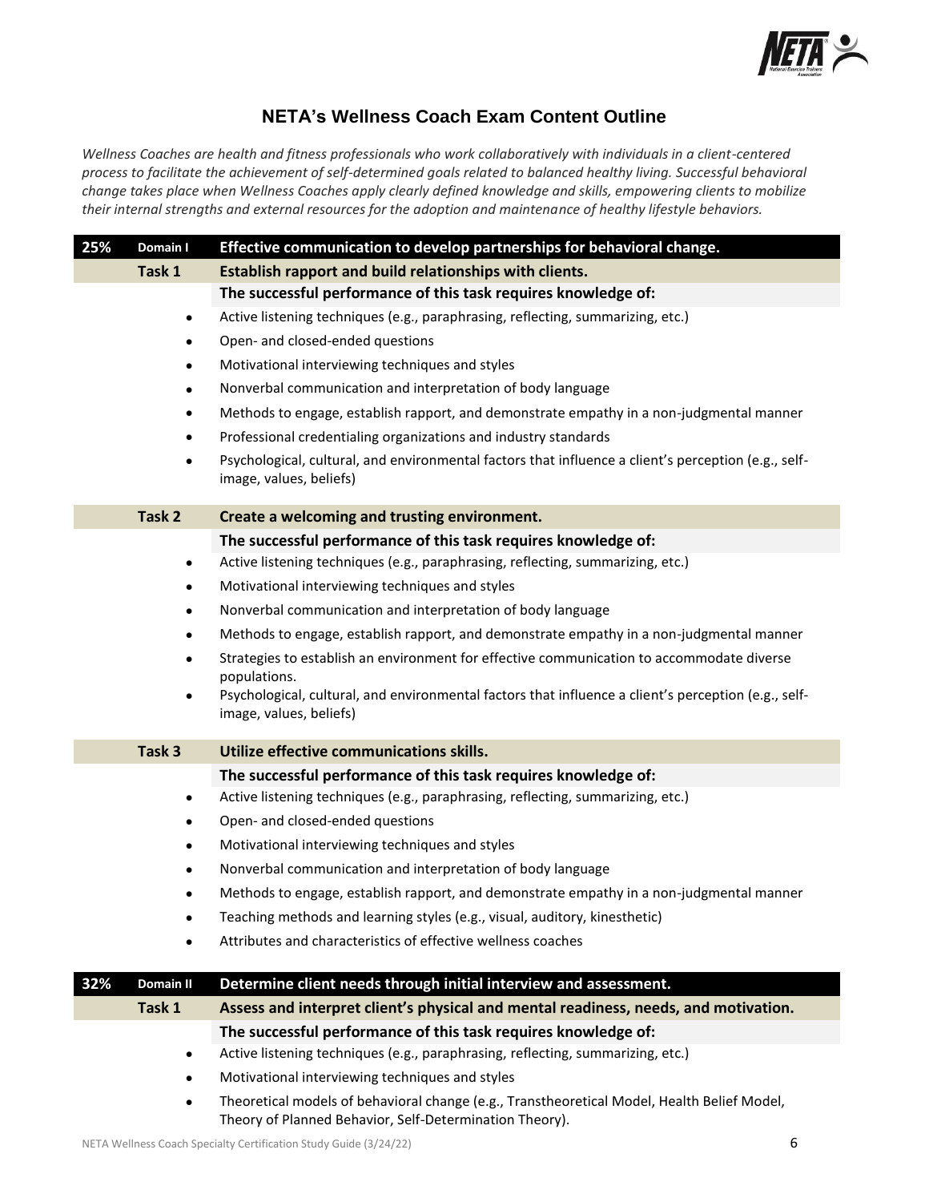# NETA's Wellness Coach Exam Content Outline

*Wellness Coaches are health and fitness professionals who work collaboratively with individuals in a client-centered process to facilitate the achievement of self-determined goals related to balanced healthy living. Successful behavioral change takes place when Wellness Coaches apply clearly defined knowledge and skills, empowering clients to mobilize their internal strengths and external resources for the adoption and maintenance of healthy lifestyle behaviors.*

## 25% Domain I — Effective communication to develop partnerships for behavioral change.

### Task 1 — Establish rapport and build relationships with clients.

**The successful performance of this task requires knowledge of:**

- Active listening techniques (e.g., paraphrasing, reflecting, summarizing, etc.)
- Open- and closed-ended questions
- Motivational interviewing techniques and styles
- Nonverbal communication and interpretation of body language
- Methods to engage, establish rapport, and demonstrate empathy in a non-judgmental manner
- Professional credentialing organizations and industry standards
- Psychological, cultural, and environmental factors that influence a client's perception (e.g., self-image, values, beliefs)

### Task 2 — Create a welcoming and trusting environment.

**The successful performance of this task requires knowledge of:**

- Active listening techniques (e.g., paraphrasing, reflecting, summarizing, etc.)
- Motivational interviewing techniques and styles
- Nonverbal communication and interpretation of body language
- Methods to engage, establish rapport, and demonstrate empathy in a non-judgmental manner
- Strategies to establish an environment for effective communication to accommodate diverse populations.
- Psychological, cultural, and environmental factors that influence a client's perception (e.g., self-image, values, beliefs)

### Task 3 — Utilize effective communications skills.

**The successful performance of this task requires knowledge of:**

- Active listening techniques (e.g., paraphrasing, reflecting, summarizing, etc.)
- Open- and closed-ended questions
- Motivational interviewing techniques and styles
- Nonverbal communication and interpretation of body language
- Methods to engage, establish rapport, and demonstrate empathy in a non-judgmental manner
- Teaching methods and learning styles (e.g., visual, auditory, kinesthetic)
- Attributes and characteristics of effective wellness coaches

## 32% Domain II — Determine client needs through initial interview and assessment.

### Task 1 — Assess and interpret client's physical and mental readiness, needs, and motivation.

**The successful performance of this task requires knowledge of:**

- Active listening techniques (e.g., paraphrasing, reflecting, summarizing, etc.)
- Motivational interviewing techniques and styles
- Theoretical models of behavioral change (e.g., Transtheoretical Model, Health Belief Model, Theory of Planned Behavior, Self-Determination Theory).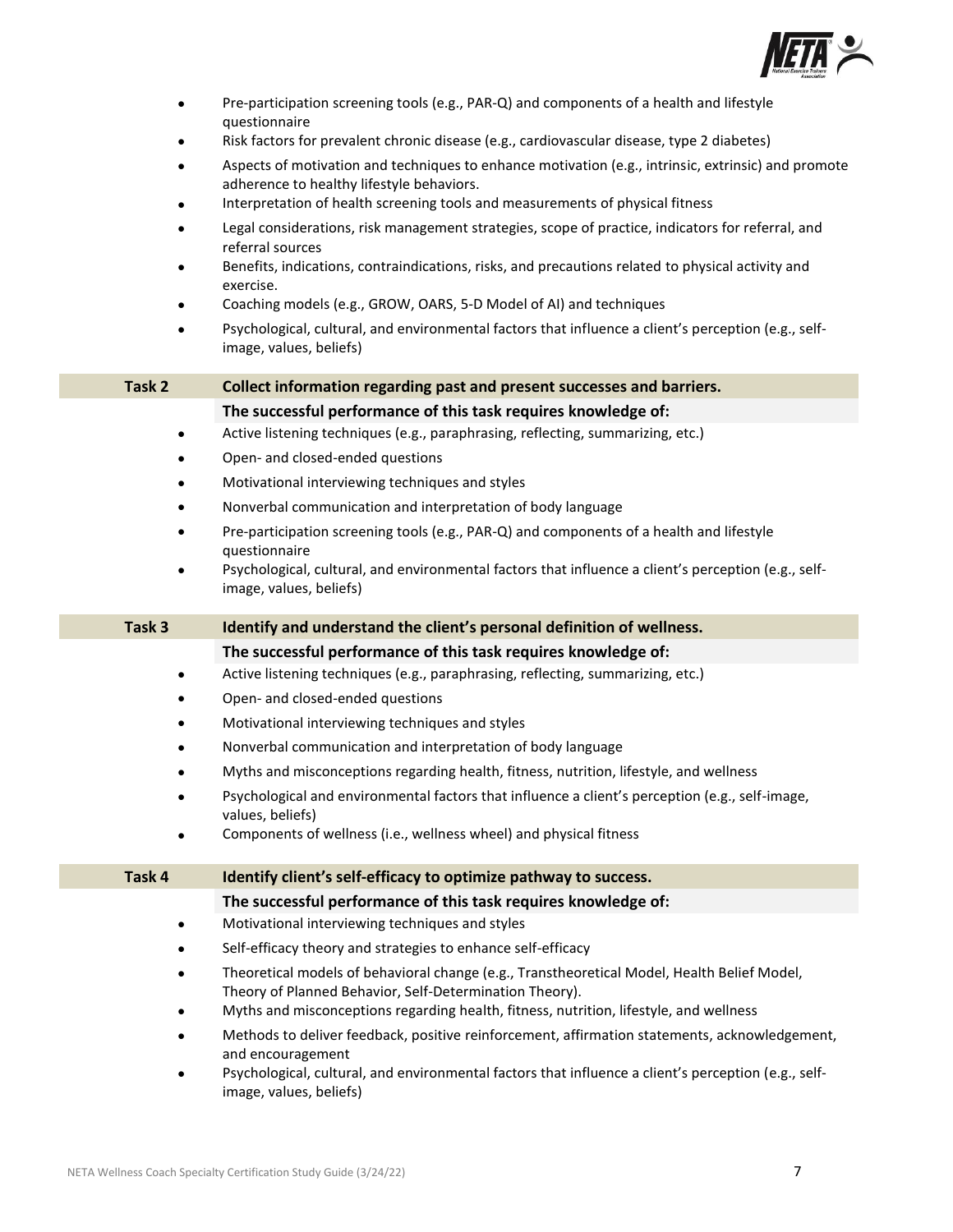- Pre-participation screening tools (e.g., PAR-Q) and components of a health and lifestyle questionnaire
- Risk factors for prevalent chronic disease (e.g., cardiovascular disease, type 2 diabetes)
- Aspects of motivation and techniques to enhance motivation (e.g., intrinsic, extrinsic) and promote adherence to healthy lifestyle behaviors.
- Interpretation of health screening tools and measurements of physical fitness
- Legal considerations, risk management strategies, scope of practice, indicators for referral, and referral sources
- Benefits, indications, contraindications, risks, and precautions related to physical activity and exercise.
- Coaching models (e.g., GROW, OARS, 5-D Model of AI) and techniques
- Psychological, cultural, and environmental factors that influence a client's perception (e.g., self-image, values, beliefs)

| Task 2 | Collect information regarding past and present successes and barriers. |
|---|---|

**The successful performance of this task requires knowledge of:**

- Active listening techniques (e.g., paraphrasing, reflecting, summarizing, etc.)
- Open- and closed-ended questions
- Motivational interviewing techniques and styles
- Nonverbal communication and interpretation of body language
- Pre-participation screening tools (e.g., PAR-Q) and components of a health and lifestyle questionnaire
- Psychological, cultural, and environmental factors that influence a client's perception (e.g., self-image, values, beliefs)

| Task 3 | Identify and understand the client's personal definition of wellness. |
|---|---|

**The successful performance of this task requires knowledge of:**

- Active listening techniques (e.g., paraphrasing, reflecting, summarizing, etc.)
- Open- and closed-ended questions
- Motivational interviewing techniques and styles
- Nonverbal communication and interpretation of body language
- Myths and misconceptions regarding health, fitness, nutrition, lifestyle, and wellness
- Psychological and environmental factors that influence a client's perception (e.g., self-image, values, beliefs)
- Components of wellness (i.e., wellness wheel) and physical fitness

| Task 4 | Identify client's self-efficacy to optimize pathway to success. |
|---|---|

**The successful performance of this task requires knowledge of:**

- Motivational interviewing techniques and styles
- Self-efficacy theory and strategies to enhance self-efficacy
- Theoretical models of behavioral change (e.g., Transtheoretical Model, Health Belief Model, Theory of Planned Behavior, Self-Determination Theory).
- Myths and misconceptions regarding health, fitness, nutrition, lifestyle, and wellness
- Methods to deliver feedback, positive reinforcement, affirmation statements, acknowledgement, and encouragement
- Psychological, cultural, and environmental factors that influence a client's perception (e.g., self-image, values, beliefs)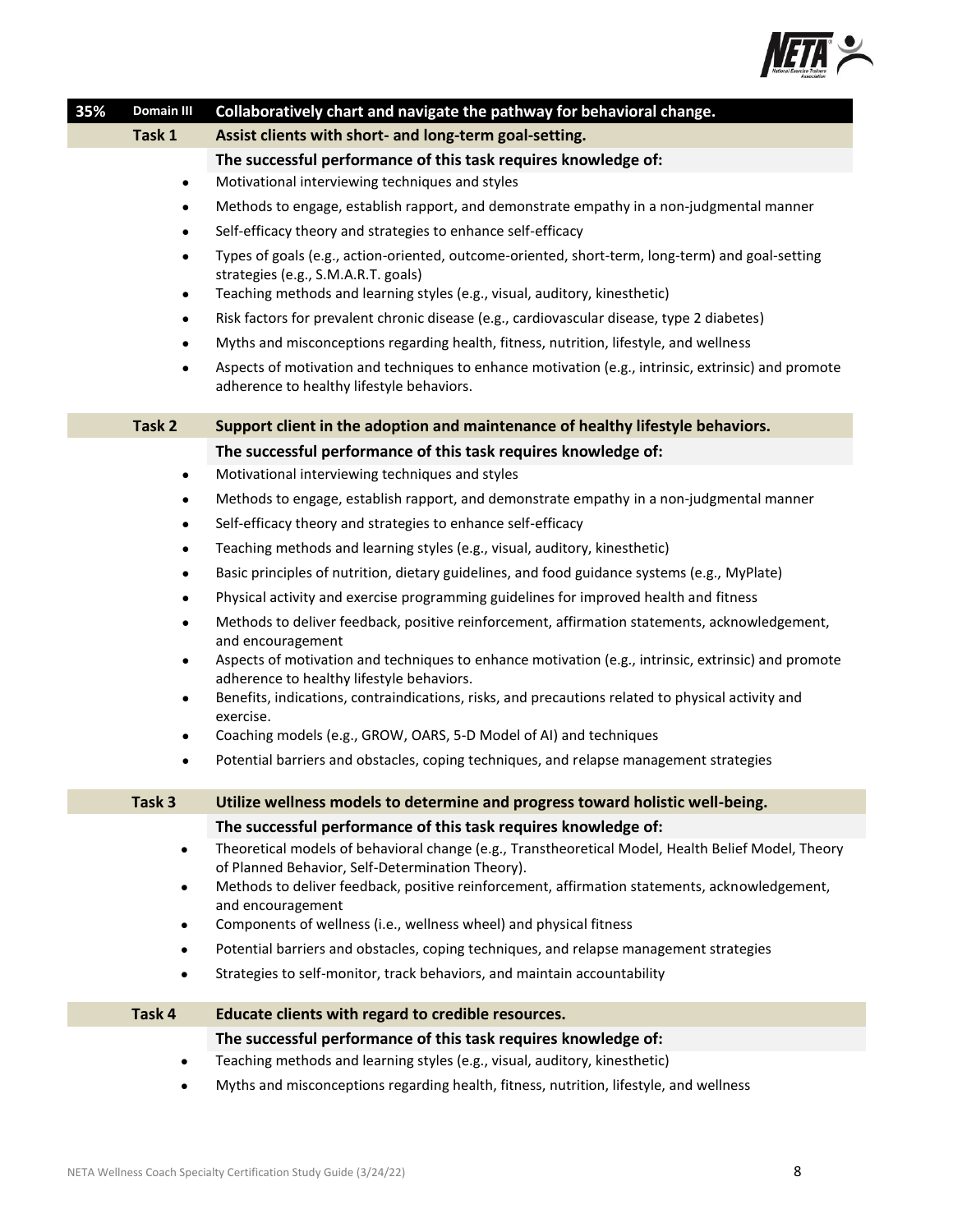| 35% | Domain III | Collaboratively chart and navigate the pathway for behavioral change. |
|---|---|---|

### Task 1 — Assist clients with short- and long-term goal-setting.

**The successful performance of this task requires knowledge of:**

- Motivational interviewing techniques and styles
- Methods to engage, establish rapport, and demonstrate empathy in a non-judgmental manner
- Self-efficacy theory and strategies to enhance self-efficacy
- Types of goals (e.g., action-oriented, outcome-oriented, short-term, long-term) and goal-setting strategies (e.g., S.M.A.R.T. goals)
- Teaching methods and learning styles (e.g., visual, auditory, kinesthetic)
- Risk factors for prevalent chronic disease (e.g., cardiovascular disease, type 2 diabetes)
- Myths and misconceptions regarding health, fitness, nutrition, lifestyle, and wellness
- Aspects of motivation and techniques to enhance motivation (e.g., intrinsic, extrinsic) and promote adherence to healthy lifestyle behaviors.

### Task 2 — Support client in the adoption and maintenance of healthy lifestyle behaviors.

**The successful performance of this task requires knowledge of:**

- Motivational interviewing techniques and styles
- Methods to engage, establish rapport, and demonstrate empathy in a non-judgmental manner
- Self-efficacy theory and strategies to enhance self-efficacy
- Teaching methods and learning styles (e.g., visual, auditory, kinesthetic)
- Basic principles of nutrition, dietary guidelines, and food guidance systems (e.g., MyPlate)
- Physical activity and exercise programming guidelines for improved health and fitness
- Methods to deliver feedback, positive reinforcement, affirmation statements, acknowledgement, and encouragement
- Aspects of motivation and techniques to enhance motivation (e.g., intrinsic, extrinsic) and promote adherence to healthy lifestyle behaviors.
- Benefits, indications, contraindications, risks, and precautions related to physical activity and exercise.
- Coaching models (e.g., GROW, OARS, 5-D Model of AI) and techniques
- Potential barriers and obstacles, coping techniques, and relapse management strategies

### Task 3 — Utilize wellness models to determine and progress toward holistic well-being.

**The successful performance of this task requires knowledge of:**

- Theoretical models of behavioral change (e.g., Transtheoretical Model, Health Belief Model, Theory of Planned Behavior, Self-Determination Theory).
- Methods to deliver feedback, positive reinforcement, affirmation statements, acknowledgement, and encouragement
- Components of wellness (i.e., wellness wheel) and physical fitness
- Potential barriers and obstacles, coping techniques, and relapse management strategies
- Strategies to self-monitor, track behaviors, and maintain accountability

### Task 4 — Educate clients with regard to credible resources.

**The successful performance of this task requires knowledge of:**

- Teaching methods and learning styles (e.g., visual, auditory, kinesthetic)
- Myths and misconceptions regarding health, fitness, nutrition, lifestyle, and wellness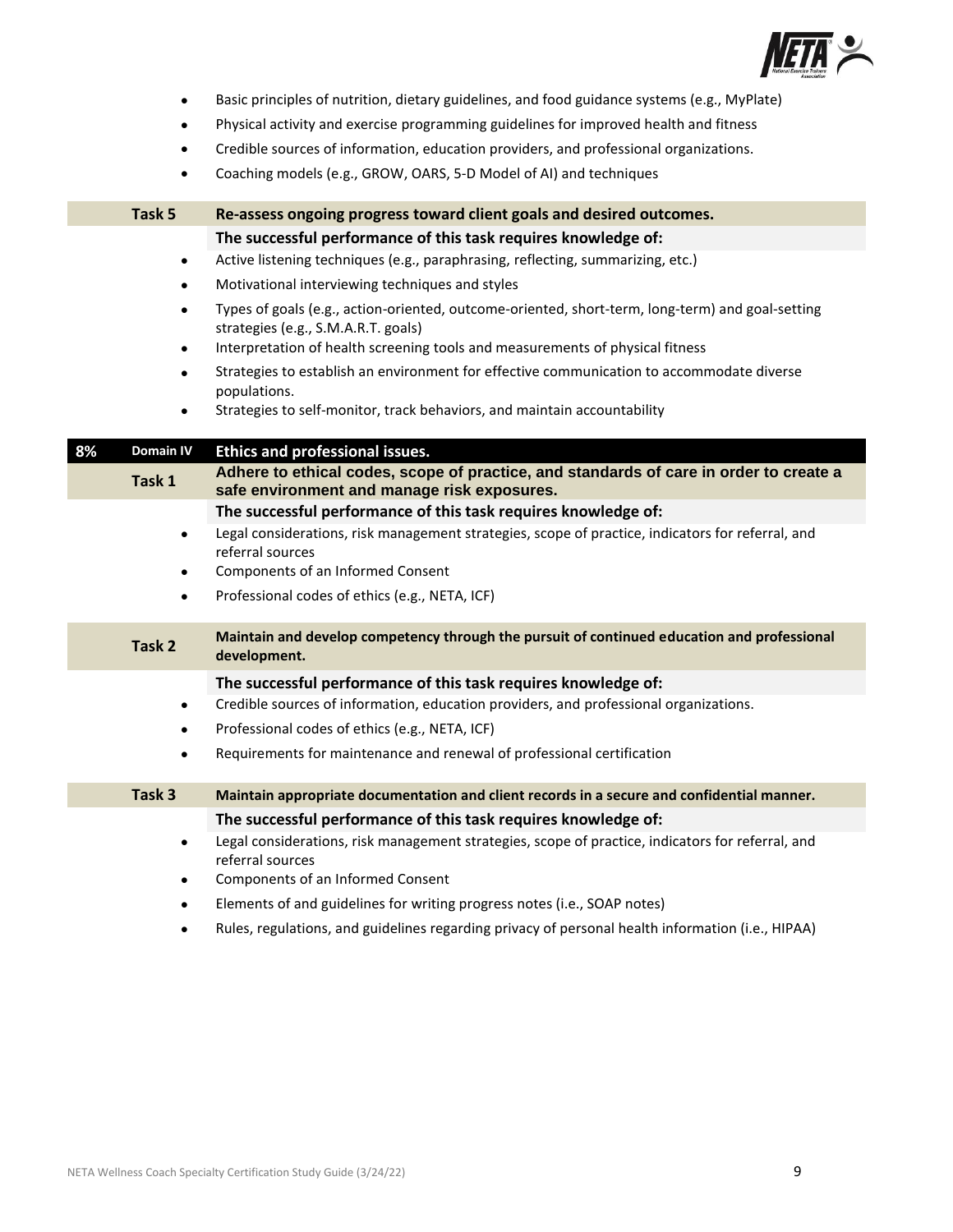- Basic principles of nutrition, dietary guidelines, and food guidance systems (e.g., MyPlate)
- Physical activity and exercise programming guidelines for improved health and fitness
- Credible sources of information, education providers, and professional organizations.
- Coaching models (e.g., GROW, OARS, 5-D Model of AI) and techniques

**Task 5** **Re-assess ongoing progress toward client goals and desired outcomes.**

**The successful performance of this task requires knowledge of:**

- Active listening techniques (e.g., paraphrasing, reflecting, summarizing, etc.)
- Motivational interviewing techniques and styles
- Types of goals (e.g., action-oriented, outcome-oriented, short-term, long-term) and goal-setting strategies (e.g., S.M.A.R.T. goals)
- Interpretation of health screening tools and measurements of physical fitness
- Strategies to establish an environment for effective communication to accommodate diverse populations.
- Strategies to self-monitor, track behaviors, and maintain accountability

## 8% Domain IV Ethics and professional issues.

**Task 1** **Adhere to ethical codes, scope of practice, and standards of care in order to create a safe environment and manage risk exposures.**

**The successful performance of this task requires knowledge of:**

- Legal considerations, risk management strategies, scope of practice, indicators for referral, and referral sources
- Components of an Informed Consent
- Professional codes of ethics (e.g., NETA, ICF)

**Task 2** **Maintain and develop competency through the pursuit of continued education and professional development.**

**The successful performance of this task requires knowledge of:**

- Credible sources of information, education providers, and professional organizations.
- Professional codes of ethics (e.g., NETA, ICF)
- Requirements for maintenance and renewal of professional certification

**Task 3** **Maintain appropriate documentation and client records in a secure and confidential manner.**

**The successful performance of this task requires knowledge of:**

- Legal considerations, risk management strategies, scope of practice, indicators for referral, and referral sources
- Components of an Informed Consent
- Elements of and guidelines for writing progress notes (i.e., SOAP notes)
- Rules, regulations, and guidelines regarding privacy of personal health information (i.e., HIPAA)